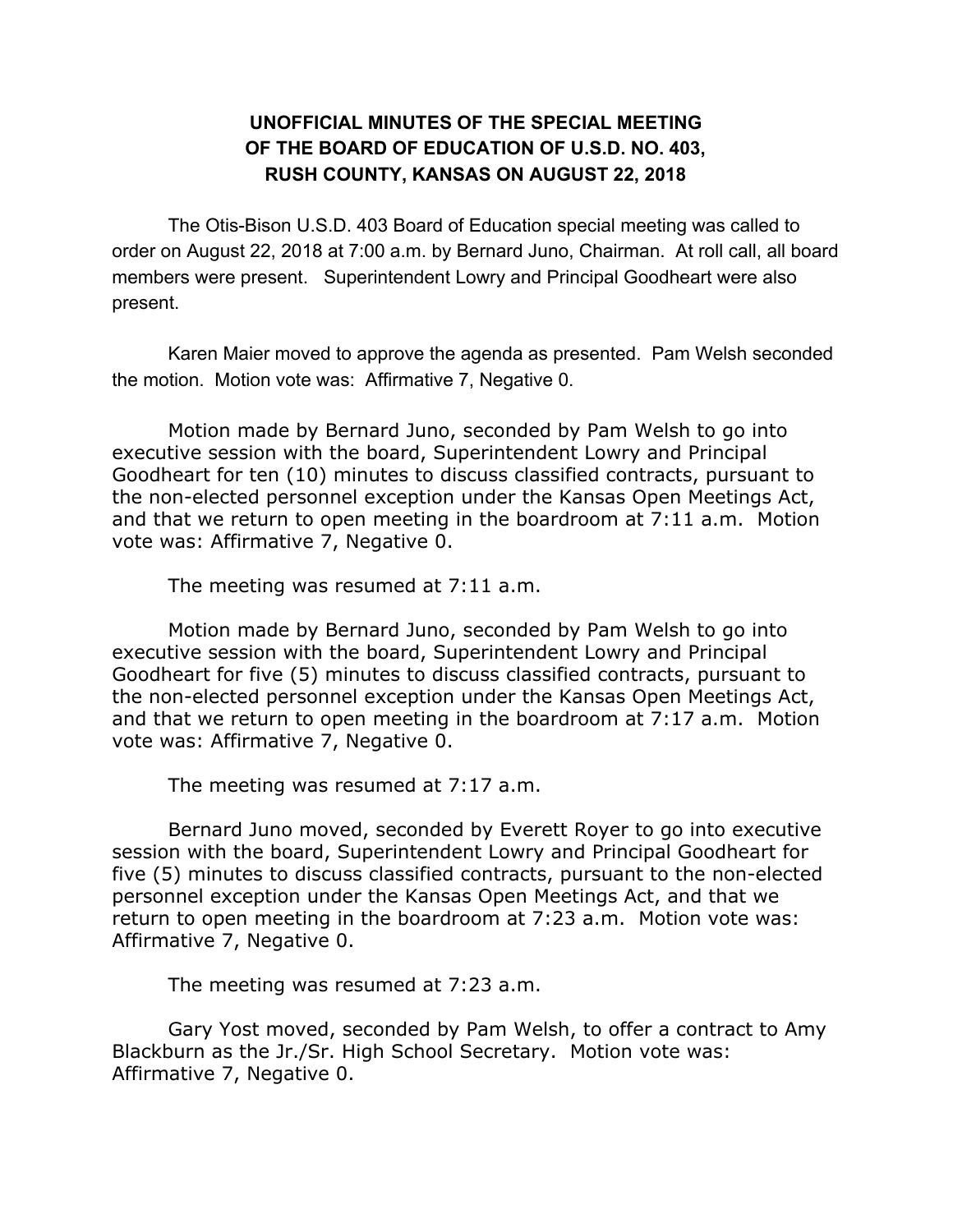# UNOFFICIAL MINUTES OF THE SPECIAL MEETING OF THE BOARD OF EDUCATION OF U.S.D. NO. 403, RUSH COUNTY, KANSAS ON AUGUST 22, 2018

The Otis-Bison U.S.D. 403 Board of Education special meeting was called to order on August 22, 2018 at 7:00 a.m. by Bernard Juno, Chairman. At roll call, all board members were present. Superintendent Lowry and Principal Goodheart were also present.

Karen Maier moved to approve the agenda as presented. Pam Welsh seconded the motion. Motion vote was: Affirmative 7, Negative 0.

Motion made by Bernard Juno, seconded by Pam Welsh to go into executive session with the board, Superintendent Lowry and Principal Goodheart for ten (10) minutes to discuss classified contracts, pursuant to the non-elected personnel exception under the Kansas Open Meetings Act, and that we return to open meeting in the boardroom at 7:11 a.m. Motion vote was: Affirmative 7, Negative 0.

The meeting was resumed at 7:11 a.m.

Motion made by Bernard Juno, seconded by Pam Welsh to go into executive session with the board, Superintendent Lowry and Principal Goodheart for five (5) minutes to discuss classified contracts, pursuant to the non-elected personnel exception under the Kansas Open Meetings Act, and that we return to open meeting in the boardroom at 7:17 a.m. Motion vote was: Affirmative 7, Negative 0.

The meeting was resumed at 7:17 a.m.

Bernard Juno moved, seconded by Everett Royer to go into executive session with the board, Superintendent Lowry and Principal Goodheart for five (5) minutes to discuss classified contracts, pursuant to the non-elected personnel exception under the Kansas Open Meetings Act, and that we return to open meeting in the boardroom at 7:23 a.m. Motion vote was: Affirmative 7, Negative 0.

The meeting was resumed at 7:23 a.m.

Gary Yost moved, seconded by Pam Welsh, to offer a contract to Amy Blackburn as the Jr./Sr. High School Secretary. Motion vote was: Affirmative 7, Negative 0.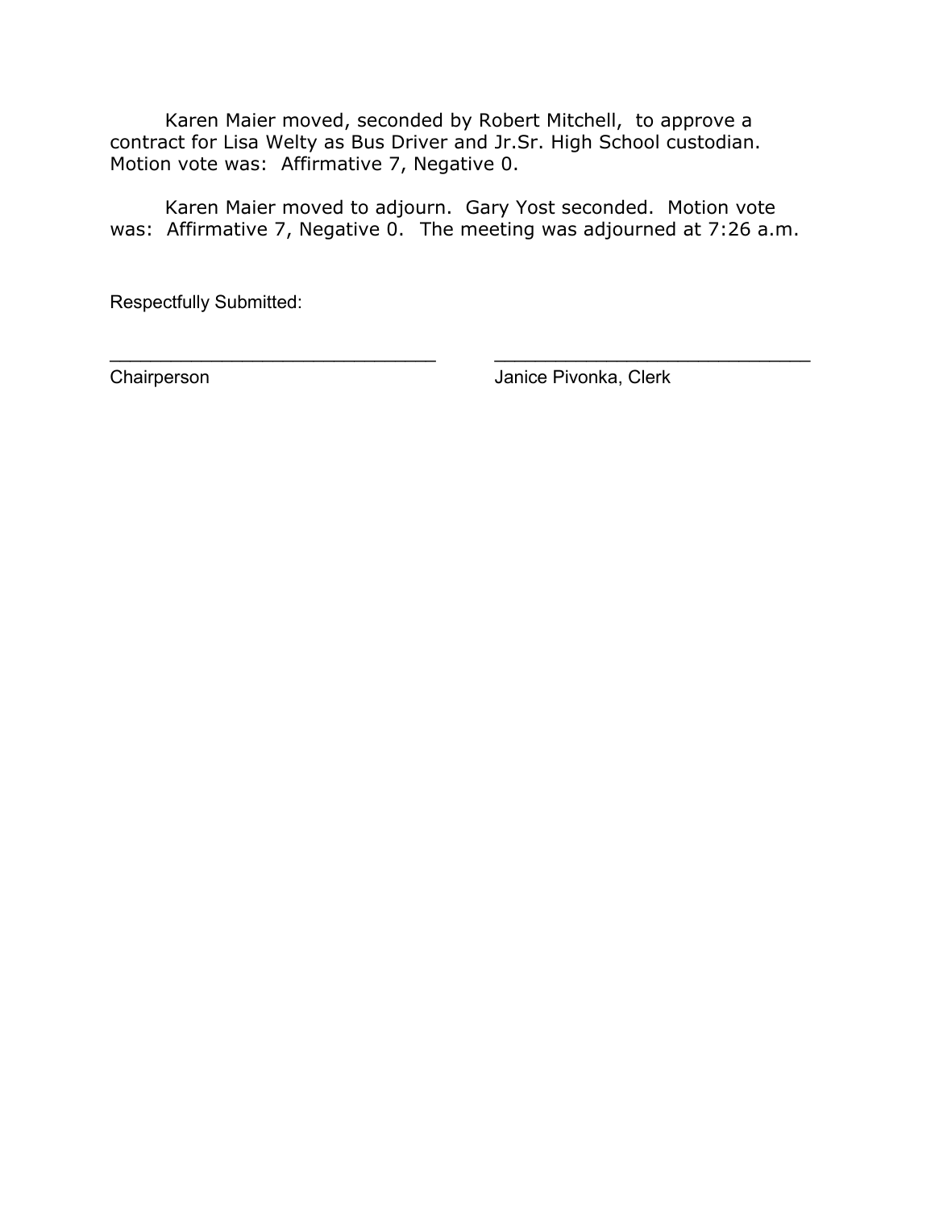Karen Maier moved, seconded by Robert Mitchell, to approve a contract for Lisa Welty as Bus Driver and Jr.Sr. High School custodian. Motion vote was: Affirmative 7, Negative 0.

Karen Maier moved to adjourn. Gary Yost seconded. Motion vote was: Affirmative 7, Negative 0. The meeting was adjourned at 7:26 a.m.

Respectfully Submitted:

| | |
|---|---|
| _______________________________ | _______________________________ |
| Chairperson | Janice Pivonka, Clerk |